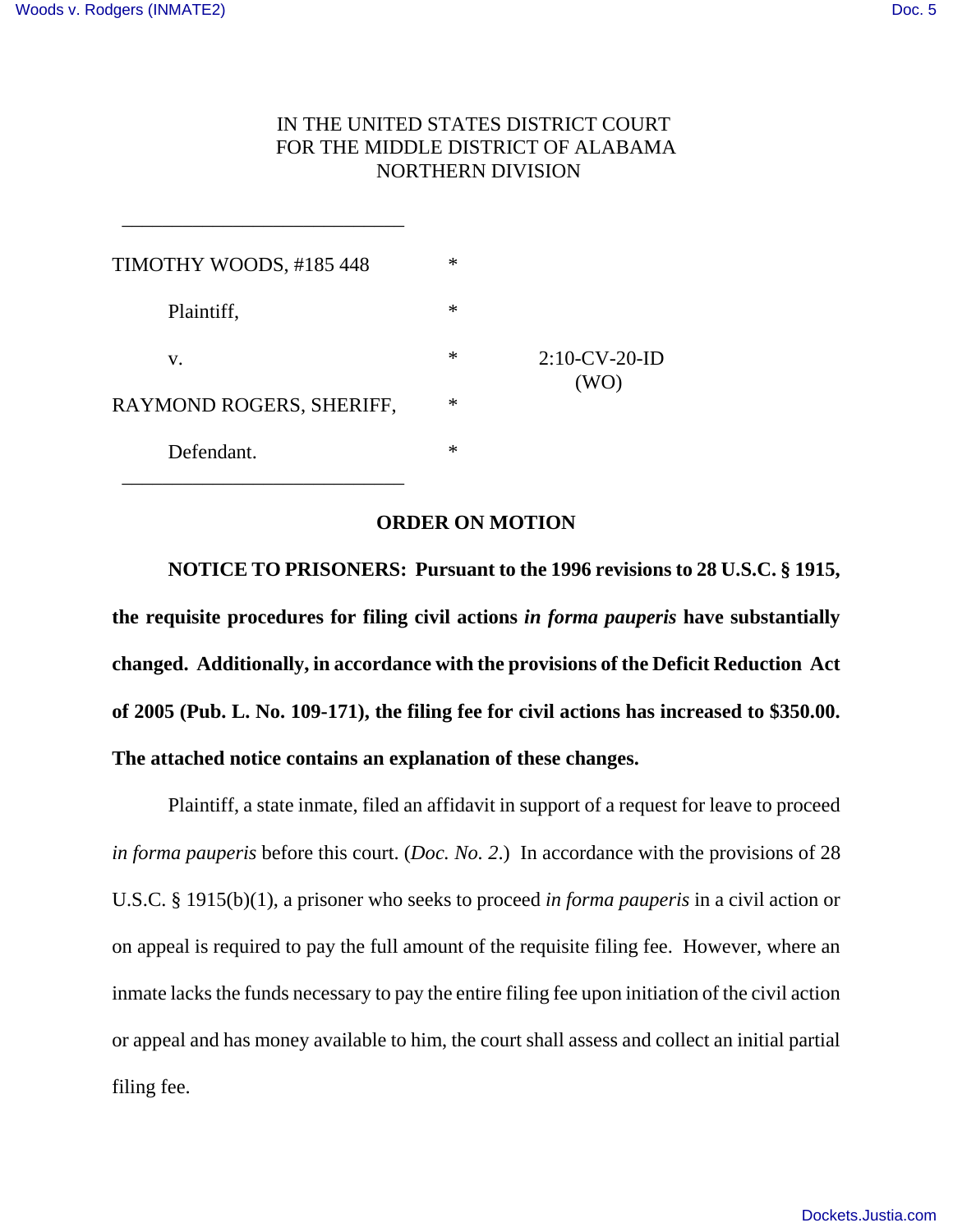IN THE UNITED STATES DISTRICT COURT
FOR THE MIDDLE DISTRICT OF ALABAMA
NORTHERN DIVISION

| | | |
|---|---|---|
| TIMOTHY WOODS, #185 448 | * | |
| Plaintiff, | * | |
| v. | * | 2:10-CV-20-ID (WO) |
| RAYMOND ROGERS, SHERIFF, | * | |
| Defendant. | * | |

## ORDER ON MOTION

**NOTICE TO PRISONERS: Pursuant to the 1996 revisions to 28 U.S.C. § 1915, the requisite procedures for filing civil actions *in forma pauperis* have substantially changed. Additionally, in accordance with the provisions of the Deficit Reduction Act of 2005 (Pub. L. No. 109-171), the filing fee for civil actions has increased to $350.00. The attached notice contains an explanation of these changes.**

Plaintiff, a state inmate, filed an affidavit in support of a request for leave to proceed *in forma pauperis* before this court. (*Doc. No. 2*.) In accordance with the provisions of 28 U.S.C. § 1915(b)(1), a prisoner who seeks to proceed *in forma pauperis* in a civil action or on appeal is required to pay the full amount of the requisite filing fee. However, where an inmate lacks the funds necessary to pay the entire filing fee upon initiation of the civil action or appeal and has money available to him, the court shall assess and collect an initial partial filing fee.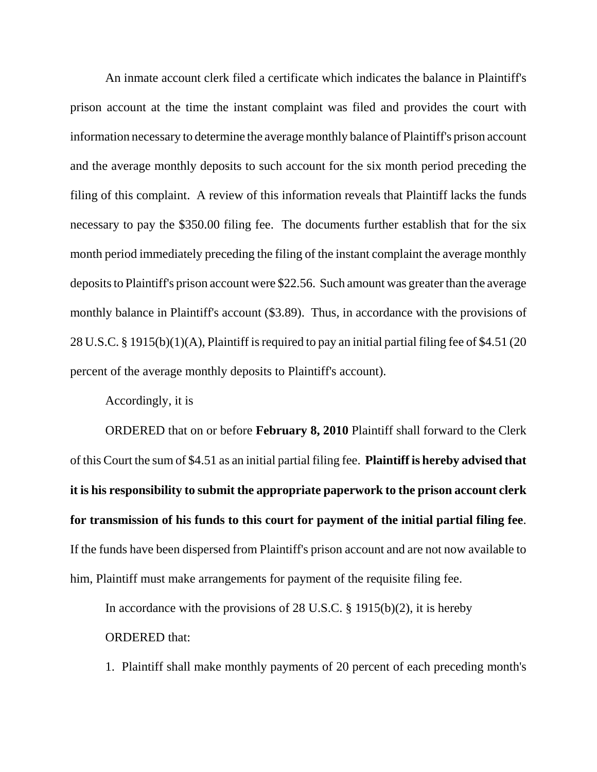An inmate account clerk filed a certificate which indicates the balance in Plaintiff's prison account at the time the instant complaint was filed and provides the court with information necessary to determine the average monthly balance of Plaintiff's prison account and the average monthly deposits to such account for the six month period preceding the filing of this complaint. A review of this information reveals that Plaintiff lacks the funds necessary to pay the $350.00 filing fee. The documents further establish that for the six month period immediately preceding the filing of the instant complaint the average monthly deposits to Plaintiff's prison account were $22.56. Such amount was greater than the average monthly balance in Plaintiff's account ($3.89). Thus, in accordance with the provisions of 28 U.S.C. § 1915(b)(1)(A), Plaintiff is required to pay an initial partial filing fee of $4.51 (20 percent of the average monthly deposits to Plaintiff's account).

Accordingly, it is

ORDERED that on or before **February 8, 2010** Plaintiff shall forward to the Clerk of this Court the sum of $4.51 as an initial partial filing fee. **Plaintiff is hereby advised that it is his responsibility to submit the appropriate paperwork to the prison account clerk for transmission of his funds to this court for payment of the initial partial filing fee**. If the funds have been dispersed from Plaintiff's prison account and are not now available to him, Plaintiff must make arrangements for payment of the requisite filing fee.

In accordance with the provisions of 28 U.S.C. § 1915(b)(2), it is hereby

ORDERED that:

1. Plaintiff shall make monthly payments of 20 percent of each preceding month's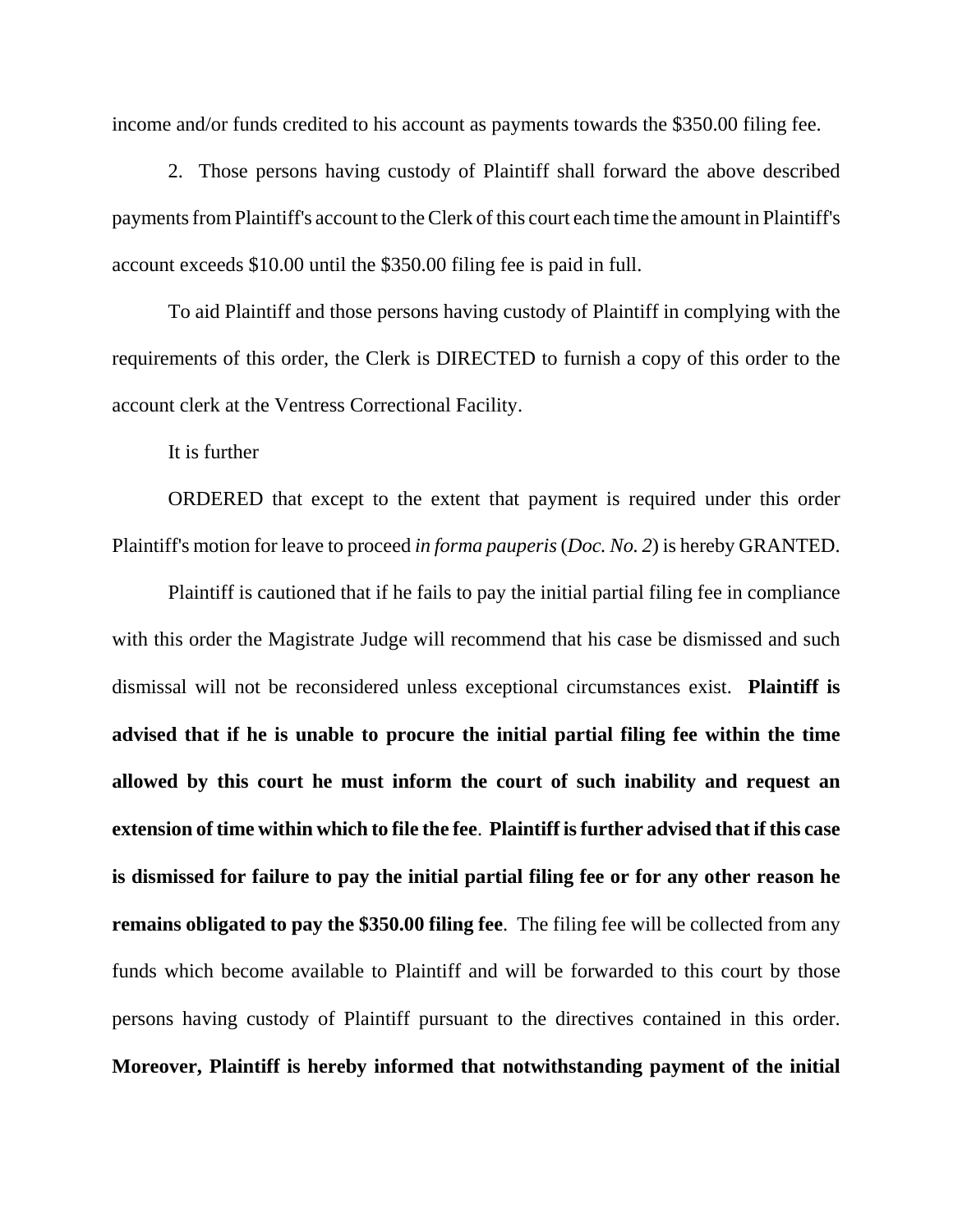income and/or funds credited to his account as payments towards the $350.00 filing fee.

2. Those persons having custody of Plaintiff shall forward the above described payments from Plaintiff's account to the Clerk of this court each time the amount in Plaintiff's account exceeds $10.00 until the $350.00 filing fee is paid in full.

To aid Plaintiff and those persons having custody of Plaintiff in complying with the requirements of this order, the Clerk is DIRECTED to furnish a copy of this order to the account clerk at the Ventress Correctional Facility.

It is further

ORDERED that except to the extent that payment is required under this order Plaintiff's motion for leave to proceed *in forma pauperis* (*Doc. No. 2*) is hereby GRANTED.

Plaintiff is cautioned that if he fails to pay the initial partial filing fee in compliance with this order the Magistrate Judge will recommend that his case be dismissed and such dismissal will not be reconsidered unless exceptional circumstances exist. **Plaintiff is advised that if he is unable to procure the initial partial filing fee within the time allowed by this court he must inform the court of such inability and request an extension of time within which to file the fee**. **Plaintiff is further advised that if this case is dismissed for failure to pay the initial partial filing fee or for any other reason he remains obligated to pay the $350.00 filing fee**. The filing fee will be collected from any funds which become available to Plaintiff and will be forwarded to this court by those persons having custody of Plaintiff pursuant to the directives contained in this order. **Moreover, Plaintiff is hereby informed that notwithstanding payment of the initial**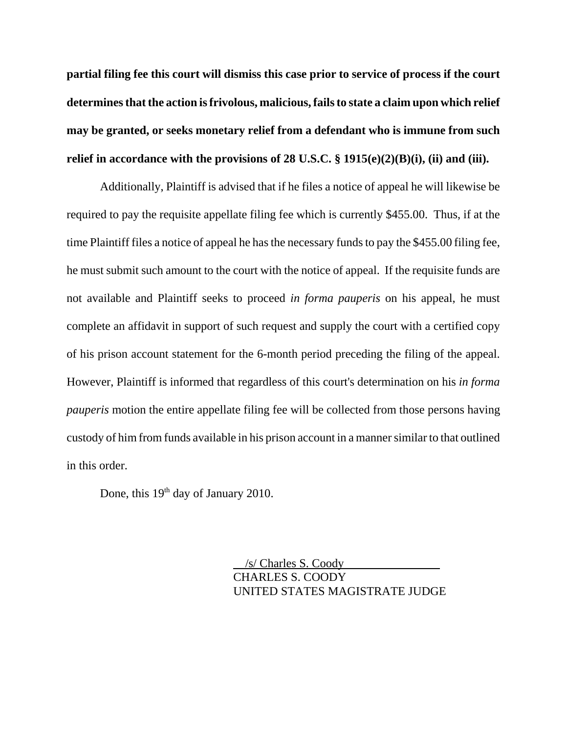**partial filing fee this court will dismiss this case prior to service of process if the court determines that the action is frivolous, malicious, fails to state a claim upon which relief may be granted, or seeks monetary relief from a defendant who is immune from such relief in accordance with the provisions of 28 U.S.C. § 1915(e)(2)(B)(i), (ii) and (iii).**

Additionally, Plaintiff is advised that if he files a notice of appeal he will likewise be required to pay the requisite appellate filing fee which is currently $455.00. Thus, if at the time Plaintiff files a notice of appeal he has the necessary funds to pay the $455.00 filing fee, he must submit such amount to the court with the notice of appeal. If the requisite funds are not available and Plaintiff seeks to proceed *in forma pauperis* on his appeal, he must complete an affidavit in support of such request and supply the court with a certified copy of his prison account statement for the 6-month period preceding the filing of the appeal. However, Plaintiff is informed that regardless of this court's determination on his *in forma pauperis* motion the entire appellate filing fee will be collected from those persons having custody of him from funds available in his prison account in a manner similar to that outlined in this order.

Done, this 19th day of January 2010.

/s/ Charles S. Coody
CHARLES S. COODY
UNITED STATES MAGISTRATE JUDGE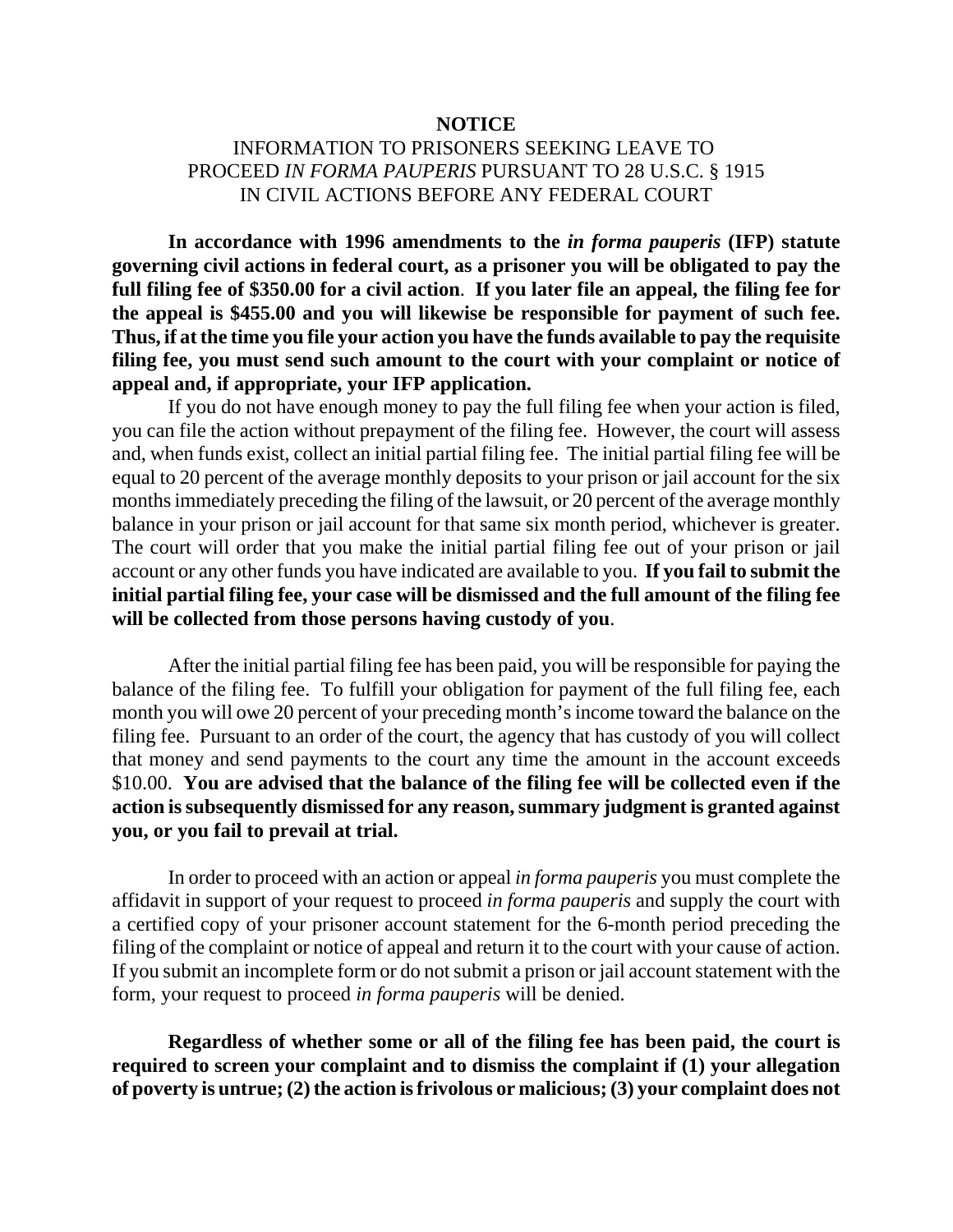**NOTICE**

INFORMATION TO PRISONERS SEEKING LEAVE TO PROCEED *IN FORMA PAUPERIS* PURSUANT TO 28 U.S.C. § 1915 IN CIVIL ACTIONS BEFORE ANY FEDERAL COURT

**In accordance with 1996 amendments to the *in forma pauperis* (IFP) statute governing civil actions in federal court, as a prisoner you will be obligated to pay the full filing fee of $350.00 for a civil action. If you later file an appeal, the filing fee for the appeal is $455.00 and you will likewise be responsible for payment of such fee. Thus, if at the time you file your action you have the funds available to pay the requisite filing fee, you must send such amount to the court with your complaint or notice of appeal and, if appropriate, your IFP application.**

If you do not have enough money to pay the full filing fee when your action is filed, you can file the action without prepayment of the filing fee. However, the court will assess and, when funds exist, collect an initial partial filing fee. The initial partial filing fee will be equal to 20 percent of the average monthly deposits to your prison or jail account for the six months immediately preceding the filing of the lawsuit, or 20 percent of the average monthly balance in your prison or jail account for that same six month period, whichever is greater. The court will order that you make the initial partial filing fee out of your prison or jail account or any other funds you have indicated are available to you. **If you fail to submit the initial partial filing fee, your case will be dismissed and the full amount of the filing fee will be collected from those persons having custody of you**.

After the initial partial filing fee has been paid, you will be responsible for paying the balance of the filing fee. To fulfill your obligation for payment of the full filing fee, each month you will owe 20 percent of your preceding month's income toward the balance on the filing fee. Pursuant to an order of the court, the agency that has custody of you will collect that money and send payments to the court any time the amount in the account exceeds $10.00. **You are advised that the balance of the filing fee will be collected even if the action is subsequently dismissed for any reason, summary judgment is granted against you, or you fail to prevail at trial.**

In order to proceed with an action or appeal *in forma pauperis* you must complete the affidavit in support of your request to proceed *in forma pauperis* and supply the court with a certified copy of your prisoner account statement for the 6-month period preceding the filing of the complaint or notice of appeal and return it to the court with your cause of action. If you submit an incomplete form or do not submit a prison or jail account statement with the form, your request to proceed *in forma pauperis* will be denied.

**Regardless of whether some or all of the filing fee has been paid, the court is required to screen your complaint and to dismiss the complaint if (1) your allegation of poverty is untrue; (2) the action is frivolous or malicious; (3) your complaint does not**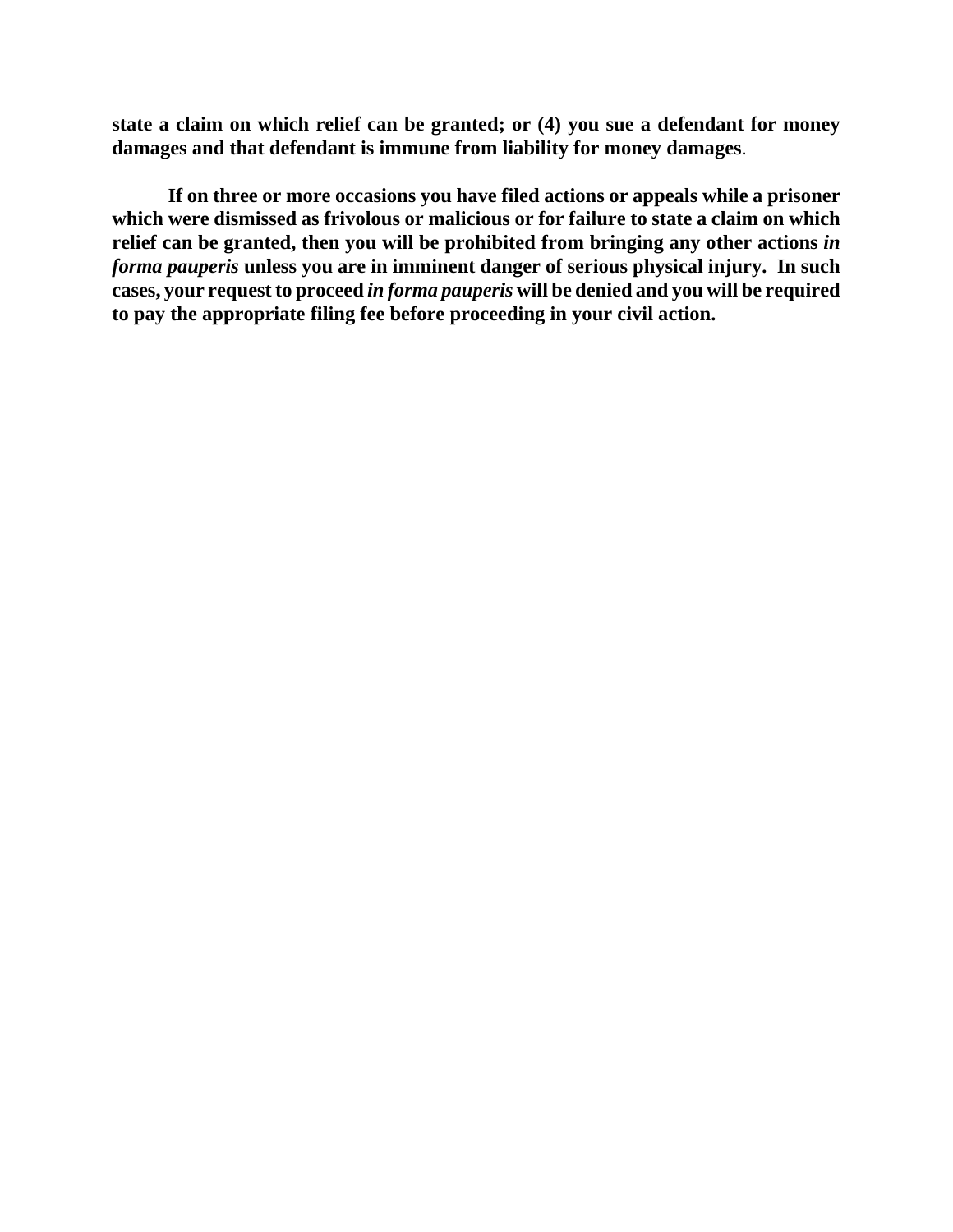**state a claim on which relief can be granted; or (4) you sue a defendant for money damages and that defendant is immune from liability for money damages**.

**If on three or more occasions you have filed actions or appeals while a prisoner which were dismissed as frivolous or malicious or for failure to state a claim on which relief can be granted, then you will be prohibited from bringing any other actions *in forma pauperis* unless you are in imminent danger of serious physical injury. In such cases, your request to proceed *in forma pauperis* will be denied and you will be required to pay the appropriate filing fee before proceeding in your civil action.**